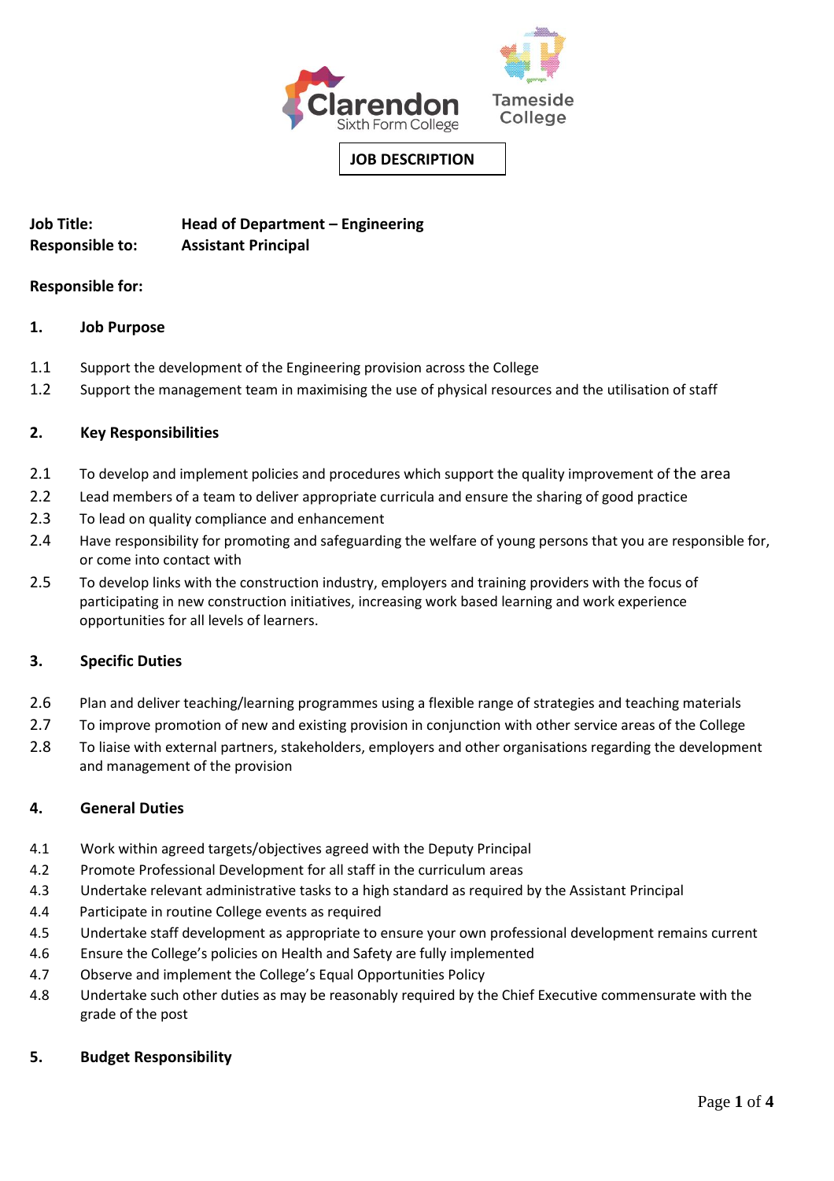Clarendon Sixth Form College

Tameside College

**JOB DESCRIPTION**

| | |
|---|---|
| **Job Title:** | **Head of Department – Engineering** |
| **Responsible to:** | **Assistant Principal** |

**Responsible for:**

## 1. Job Purpose

1.1 Support the development of the Engineering provision across the College

1.2 Support the management team in maximising the use of physical resources and the utilisation of staff

## 2. Key Responsibilities

2.1 To develop and implement policies and procedures which support the quality improvement of the area

2.2 Lead members of a team to deliver appropriate curricula and ensure the sharing of good practice

2.3 To lead on quality compliance and enhancement

2.4 Have responsibility for promoting and safeguarding the welfare of young persons that you are responsible for, or come into contact with

2.5 To develop links with the construction industry, employers and training providers with the focus of participating in new construction initiatives, increasing work based learning and work experience opportunities for all levels of learners.

## 3. Specific Duties

2.6 Plan and deliver teaching/learning programmes using a flexible range of strategies and teaching materials

2.7 To improve promotion of new and existing provision in conjunction with other service areas of the College

2.8 To liaise with external partners, stakeholders, employers and other organisations regarding the development and management of the provision

## 4. General Duties

4.1 Work within agreed targets/objectives agreed with the Deputy Principal

4.2 Promote Professional Development for all staff in the curriculum areas

4.3 Undertake relevant administrative tasks to a high standard as required by the Assistant Principal

4.4 Participate in routine College events as required

4.5 Undertake staff development as appropriate to ensure your own professional development remains current

4.6 Ensure the College's policies on Health and Safety are fully implemented

4.7 Observe and implement the College's Equal Opportunities Policy

4.8 Undertake such other duties as may be reasonably required by the Chief Executive commensurate with the grade of the post

## 5. Budget Responsibility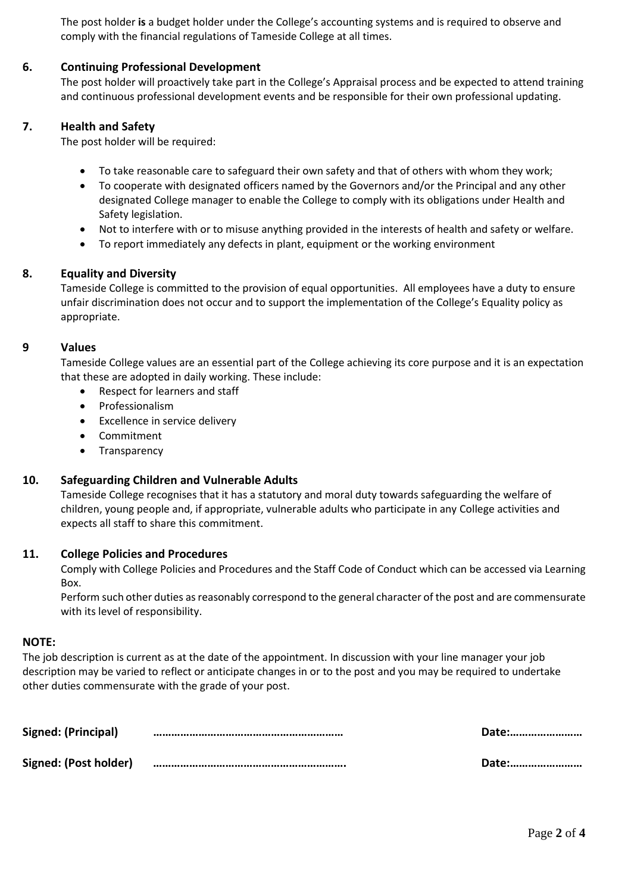The post holder **is** a budget holder under the College's accounting systems and is required to observe and comply with the financial regulations of Tameside College at all times.

## 6. Continuing Professional Development

The post holder will proactively take part in the College's Appraisal process and be expected to attend training and continuous professional development events and be responsible for their own professional updating.

## 7. Health and Safety

The post holder will be required:

- To take reasonable care to safeguard their own safety and that of others with whom they work;
- To cooperate with designated officers named by the Governors and/or the Principal and any other designated College manager to enable the College to comply with its obligations under Health and Safety legislation.
- Not to interfere with or to misuse anything provided in the interests of health and safety or welfare.
- To report immediately any defects in plant, equipment or the working environment

## 8. Equality and Diversity

Tameside College is committed to the provision of equal opportunities. All employees have a duty to ensure unfair discrimination does not occur and to support the implementation of the College's Equality policy as appropriate.

## 9 Values

Tameside College values are an essential part of the College achieving its core purpose and it is an expectation that these are adopted in daily working. These include:

- Respect for learners and staff
- Professionalism
- Excellence in service delivery
- Commitment
- Transparency

## 10. Safeguarding Children and Vulnerable Adults

Tameside College recognises that it has a statutory and moral duty towards safeguarding the welfare of children, young people and, if appropriate, vulnerable adults who participate in any College activities and expects all staff to share this commitment.

## 11. College Policies and Procedures

Comply with College Policies and Procedures and the Staff Code of Conduct which can be accessed via Learning Box.

Perform such other duties as reasonably correspond to the general character of the post and are commensurate with its level of responsibility.

**NOTE:**

The job description is current as at the date of the appointment. In discussion with your line manager your job description may be varied to reflect or anticipate changes in or to the post and you may be required to undertake other duties commensurate with the grade of your post.

**Signed: (Principal)** ……………………………………………………… **Date:……………………**

**Signed: (Post holder)** ………………………………………………………. **Date:……………………**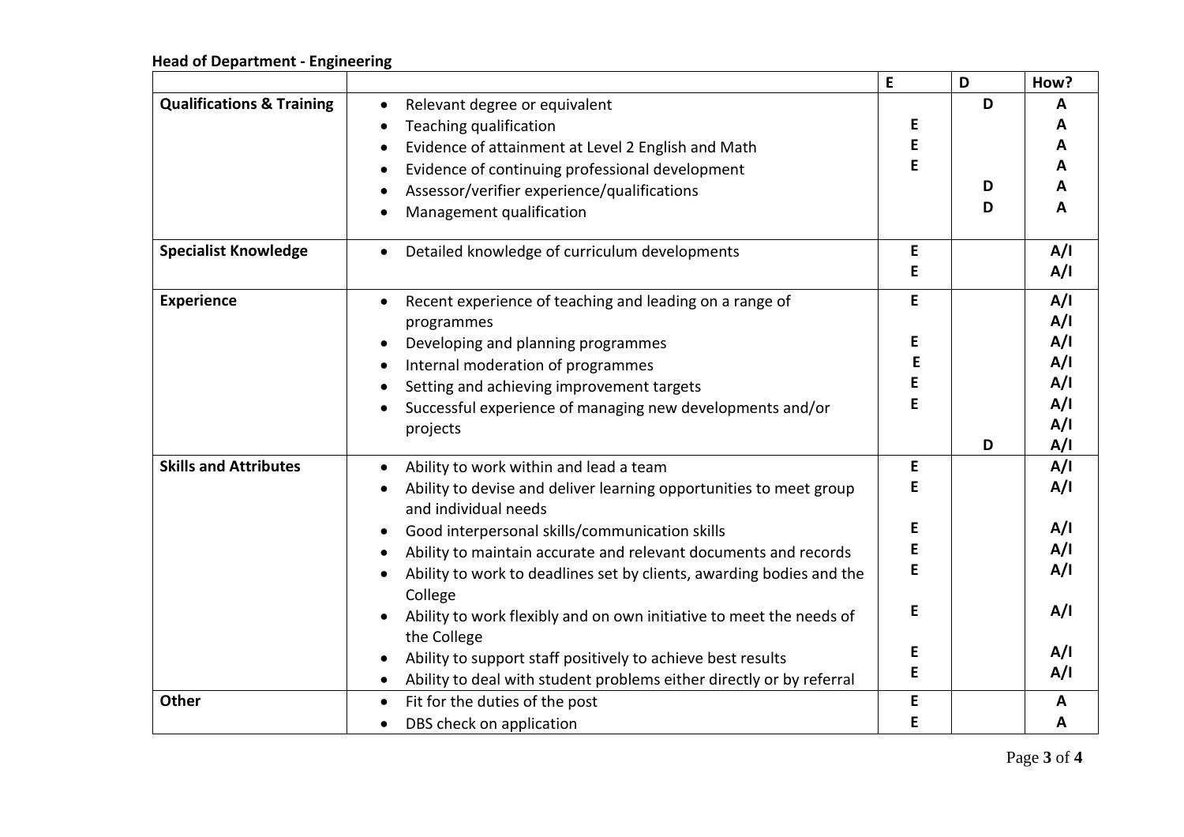**Head of Department - Engineering**

| | | E | D | How? |
|---|---|---|---|---|
| **Qualifications & Training** | • Relevant degree or equivalent | | D | A |
| | • Teaching qualification | E | | A |
| | • Evidence of attainment at Level 2 English and Math | E | | A |
| | • Evidence of continuing professional development | E | | A |
| | • Assessor/verifier experience/qualifications | | D | A |
| | • Management qualification | | D | A |
| **Specialist Knowledge** | • Detailed knowledge of curriculum developments | E<br>E | | A/I<br>A/I |
| **Experience** | • Recent experience of teaching and leading on a range of programmes | E | | A/I<br>A/I |
| | • Developing and planning programmes | E | | A/I |
| | • Internal moderation of programmes | E | | A/I |
| | • Setting and achieving improvement targets | E | | A/I |
| | • Successful experience of managing new developments and/or projects | E | D | A/I<br>A/I<br>A/I |
| **Skills and Attributes** | • Ability to work within and lead a team | E | | A/I |
| | • Ability to devise and deliver learning opportunities to meet group and individual needs | E | | A/I |
| | • Good interpersonal skills/communication skills | E | | A/I |
| | • Ability to maintain accurate and relevant documents and records | E | | A/I |
| | • Ability to work to deadlines set by clients, awarding bodies and the College | E | | A/I |
| | • Ability to work flexibly and on own initiative to meet the needs of the College | E | | A/I |
| | • Ability to support staff positively to achieve best results | E | | A/I |
| | • Ability to deal with student problems either directly or by referral | E | | A/I |
| **Other** | • Fit for the duties of the post | E | | A |
| | • DBS check on application | E | | A |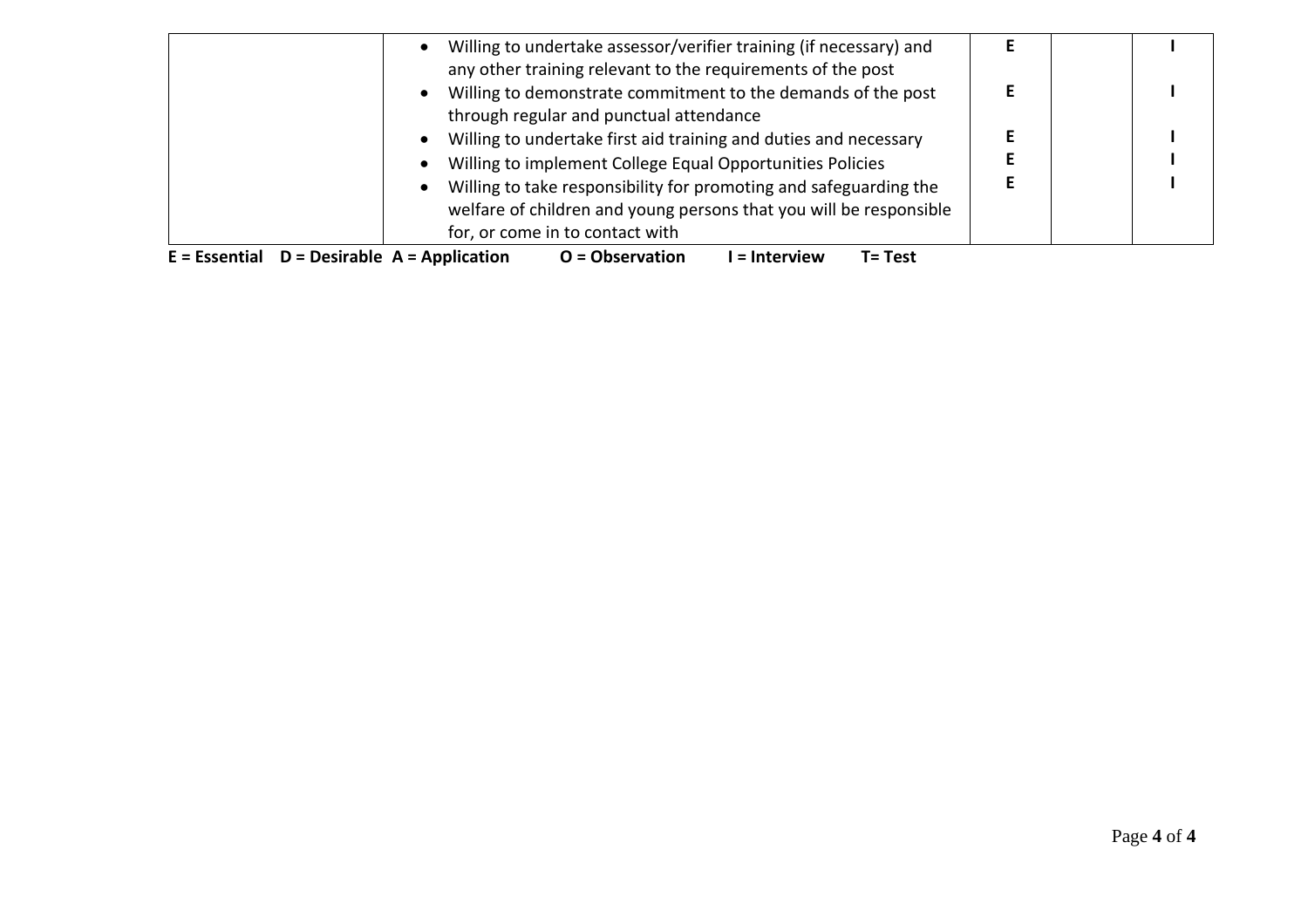| | | | | |
|---|---|---|---|---|
| | • Willing to undertake assessor/verifier training (if necessary) and any other training relevant to the requirements of the post | **E** | | **I** |
| | • Willing to demonstrate commitment to the demands of the post through regular and punctual attendance | **E** | | **I** |
| | • Willing to undertake first aid training and duties and necessary | **E** | | **I** |
| | • Willing to implement College Equal Opportunities Policies | **E** | | **I** |
| | • Willing to take responsibility for promoting and safeguarding the welfare of children and young persons that you will be responsible for, or come in to contact with | **E** | | **I** |

**E = Essential D = Desirable A = Application O = Observation I = Interview T= Test**